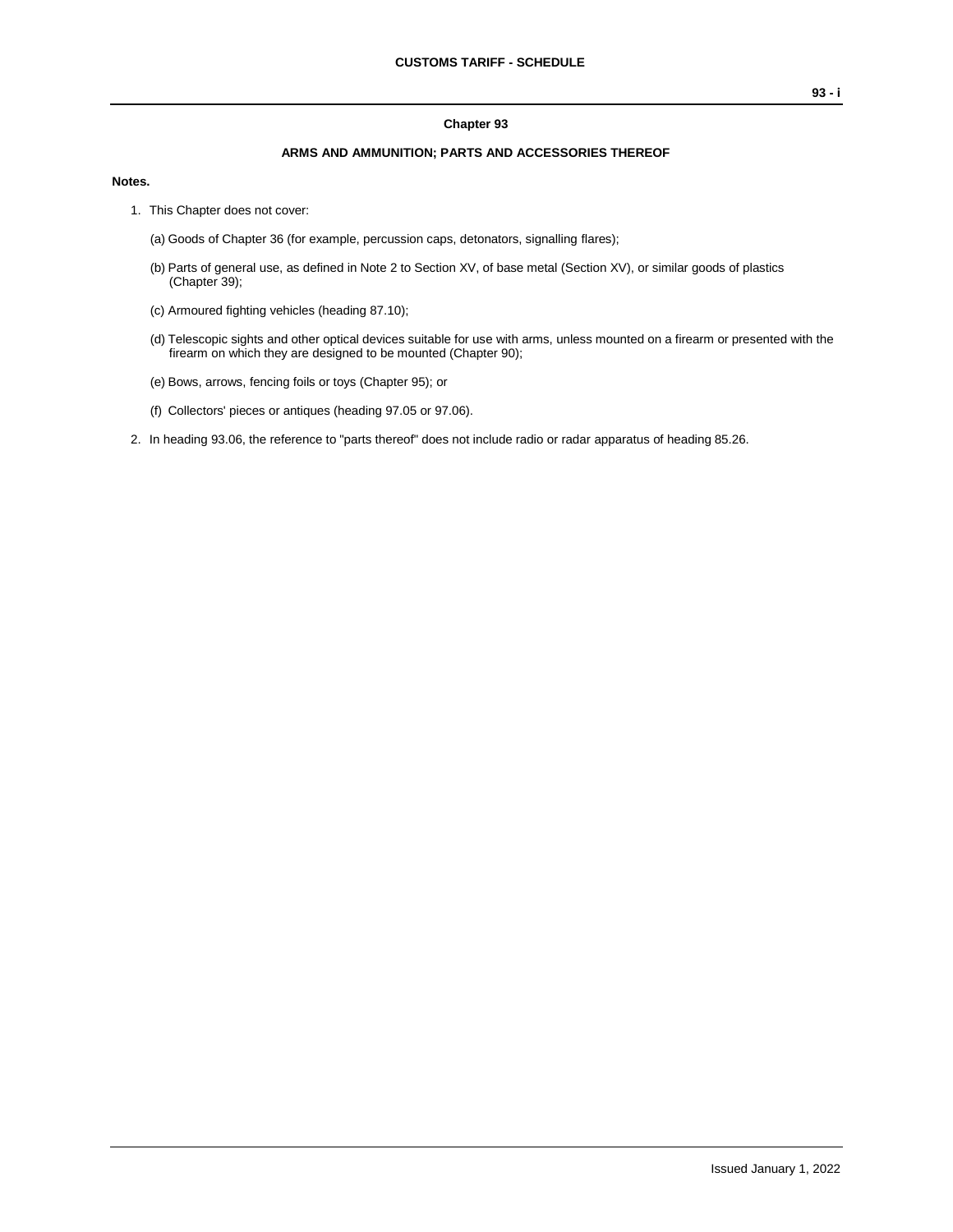## Chapter 93

### ARMS AND AMMUNITION; PARTS AND ACCESSORIES THEREOF

**Notes.**

1. This Chapter does not cover:

   (a) Goods of Chapter 36 (for example, percussion caps, detonators, signalling flares);

   (b) Parts of general use, as defined in Note 2 to Section XV, of base metal (Section XV), or similar goods of plastics (Chapter 39);

   (c) Armoured fighting vehicles (heading 87.10);

   (d) Telescopic sights and other optical devices suitable for use with arms, unless mounted on a firearm or presented with the firearm on which they are designed to be mounted (Chapter 90);

   (e) Bows, arrows, fencing foils or toys (Chapter 95); or

   (f) Collectors' pieces or antiques (heading 97.05 or 97.06).

2. In heading 93.06, the reference to "parts thereof" does not include radio or radar apparatus of heading 85.26.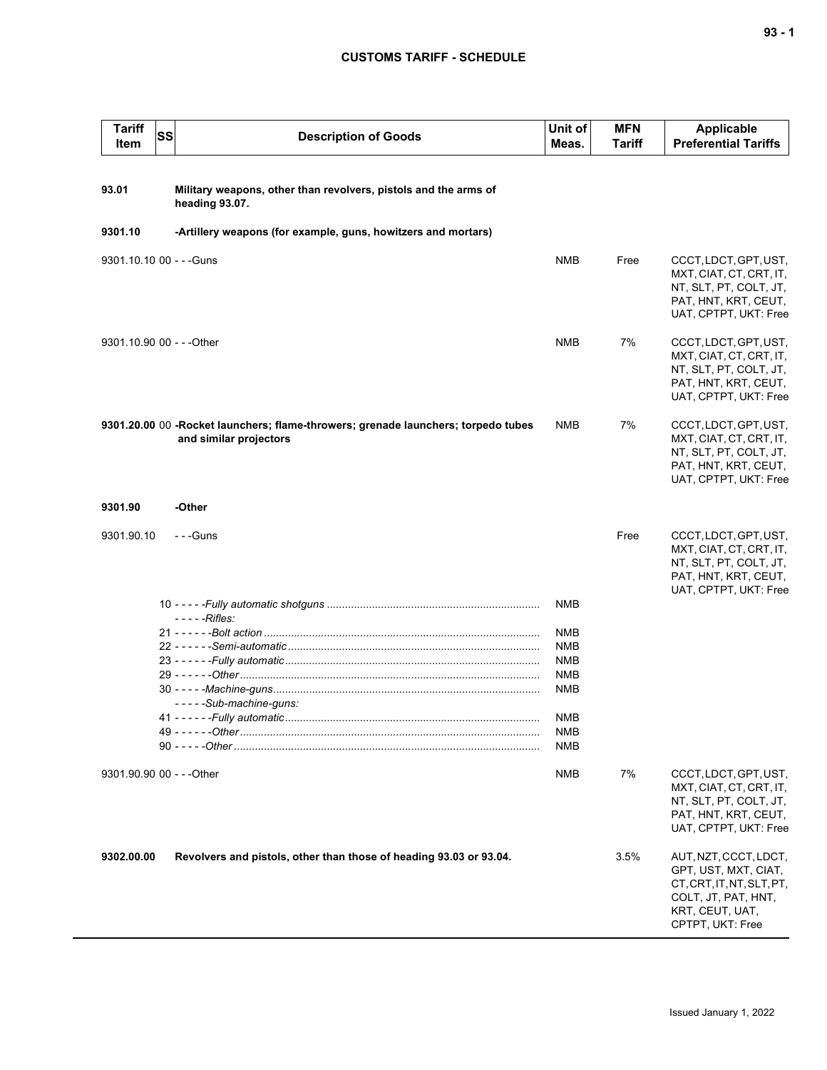| Tariff Item | SS | Description of Goods | Unit of Meas. | MFN Tariff | Applicable Preferential Tariffs |
|---|---|---|---|---|---|
| **93.01** | | **Military weapons, other than revolvers, pistols and the arms of heading 93.07.** | | | |
| **9301.10** | | **-Artillery weapons (for example, guns, howitzers and mortars)** | | | |
| 9301.10.10 | 00 | - - -Guns | NMB | Free | CCCT, LDCT, GPT, UST, MXT, CIAT, CT, CRT, IT, NT, SLT, PT, COLT, JT, PAT, HNT, KRT, CEUT, UAT, CPTPT, UKT: Free |
| 9301.10.90 | 00 | - - -Other | NMB | 7% | CCCT, LDCT, GPT, UST, MXT, CIAT, CT, CRT, IT, NT, SLT, PT, COLT, JT, PAT, HNT, KRT, CEUT, UAT, CPTPT, UKT: Free |
| **9301.20.00** | 00 | **-Rocket launchers; flame-throwers; grenade launchers; torpedo tubes and similar projectors** | NMB | 7% | CCCT, LDCT, GPT, UST, MXT, CIAT, CT, CRT, IT, NT, SLT, PT, COLT, JT, PAT, HNT, KRT, CEUT, UAT, CPTPT, UKT: Free |
| **9301.90** | | **-Other** | | | |
| 9301.90.10 | | - - -Guns | | Free | CCCT, LDCT, GPT, UST, MXT, CIAT, CT, CRT, IT, NT, SLT, PT, COLT, JT, PAT, HNT, KRT, CEUT, UAT, CPTPT, UKT: Free |
| | 10 | - - - - -*Fully automatic shotguns* | NMB | | |
| | | - - - - -*Rifles:* | | | |
| | 21 | - - - - - -*Bolt action* | NMB | | |
| | 22 | - - - - - -*Semi-automatic* | NMB | | |
| | 23 | - - - - - -*Fully automatic* | NMB | | |
| | 29 | - - - - - -*Other* | NMB | | |
| | 30 | - - - - -*Machine-guns* | NMB | | |
| | | - - - - -*Sub-machine-guns:* | | | |
| | 41 | - - - - - -*Fully automatic* | NMB | | |
| | 49 | - - - - - -*Other* | NMB | | |
| | 90 | - - - - -*Other* | NMB | | |
| 9301.90.90 | 00 | - - -Other | NMB | 7% | CCCT, LDCT, GPT, UST, MXT, CIAT, CT, CRT, IT, NT, SLT, PT, COLT, JT, PAT, HNT, KRT, CEUT, UAT, CPTPT, UKT: Free |
| **9302.00.00** | | **Revolvers and pistols, other than those of heading 93.03 or 93.04.** | | 3.5% | AUT, NZT, CCCT, LDCT, GPT, UST, MXT, CIAT, CT, CRT, IT, NT, SLT, PT, COLT, JT, PAT, HNT, KRT, CEUT, UAT, CPTPT, UKT: Free |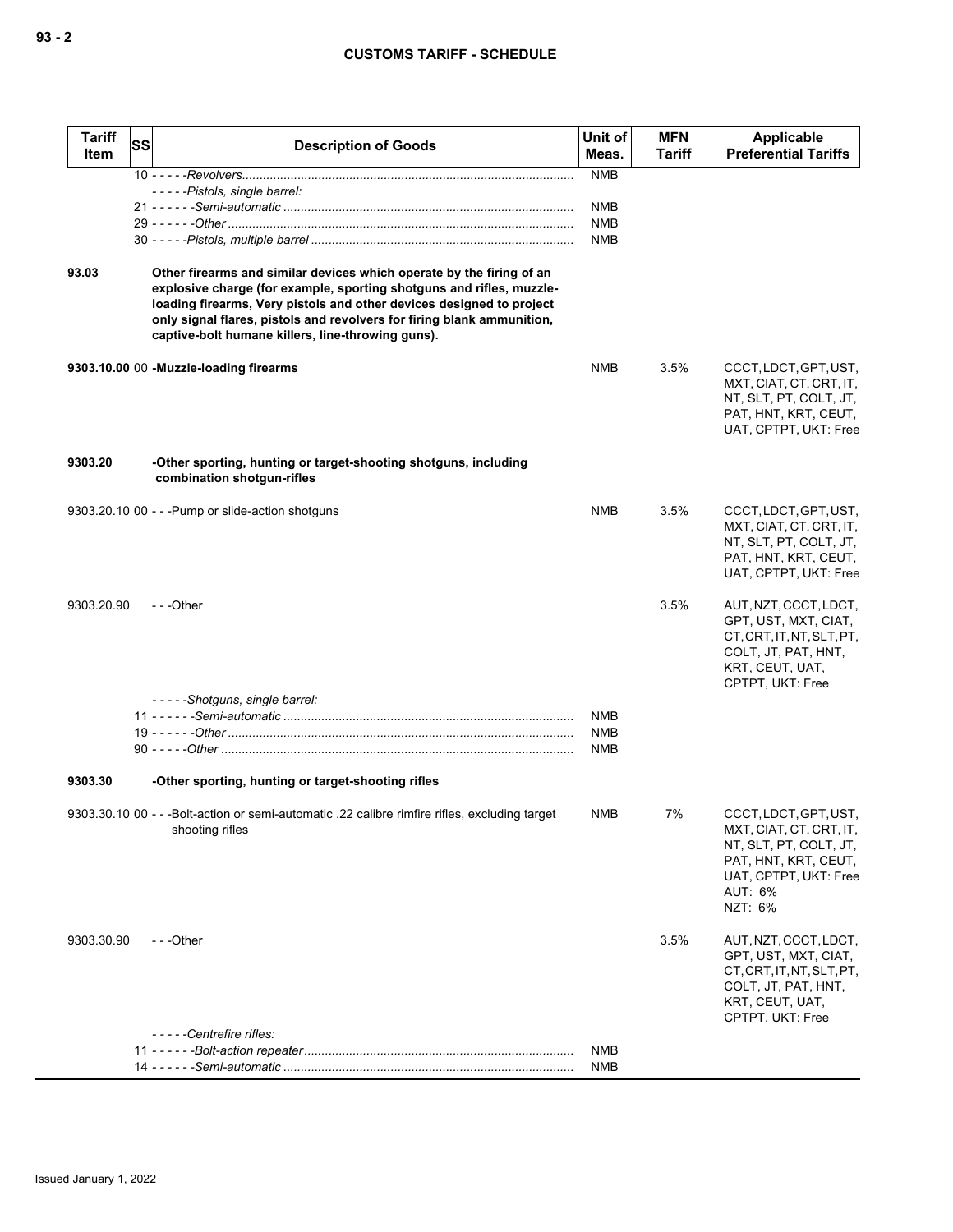| Tariff Item | SS | Description of Goods | Unit of Meas. | MFN Tariff | Applicable Preferential Tariffs |
|---|---|---|---|---|---|
| | | 10 - - - - -*Revolvers* | NMB | | |
| | | - - - - -*Pistols, single barrel:* | | | |
| | | 21 - - - - - -*Semi-automatic* | NMB | | |
| | | 29 - - - - - -*Other* | NMB | | |
| | | 30 - - - - -*Pistols, multiple barrel* | NMB | | |
| **93.03** | | **Other firearms and similar devices which operate by the firing of an explosive charge (for example, sporting shotguns and rifles, muzzle-loading firearms, Very pistols and other devices designed to project only signal flares, pistols and revolvers for firing blank ammunition, captive-bolt humane killers, line-throwing guns).** | | | |
| **9303.10.00** | **00** | **-Muzzle-loading firearms** | NMB | 3.5% | CCCT, LDCT, GPT, UST, MXT, CIAT, CT, CRT, IT, NT, SLT, PT, COLT, JT, PAT, HNT, KRT, CEUT, UAT, CPTPT, UKT: Free |
| **9303.20** | | **-Other sporting, hunting or target-shooting shotguns, including combination shotgun-rifles** | | | |
| 9303.20.10 | 00 | - - -Pump or slide-action shotguns | NMB | 3.5% | CCCT, LDCT, GPT, UST, MXT, CIAT, CT, CRT, IT, NT, SLT, PT, COLT, JT, PAT, HNT, KRT, CEUT, UAT, CPTPT, UKT: Free |
| 9303.20.90 | | - - -Other | | 3.5% | AUT, NZT, CCCT, LDCT, GPT, UST, MXT, CIAT, CT, CRT, IT, NT, SLT, PT, COLT, JT, PAT, HNT, KRT, CEUT, UAT, CPTPT, UKT: Free |
| | | - - - - -*Shotguns, single barrel:* | | | |
| | | 11 - - - - - -*Semi-automatic* | NMB | | |
| | | 19 - - - - - -*Other* | NMB | | |
| | | 90 - - - - -*Other* | NMB | | |
| **9303.30** | | **-Other sporting, hunting or target-shooting rifles** | | | |
| 9303.30.10 | 00 | - - -Bolt-action or semi-automatic .22 calibre rimfire rifles, excluding target shooting rifles | NMB | 7% | CCCT, LDCT, GPT, UST, MXT, CIAT, CT, CRT, IT, NT, SLT, PT, COLT, JT, PAT, HNT, KRT, CEUT, UAT, CPTPT, UKT: Free<br>AUT: 6%<br>NZT: 6% |
| 9303.30.90 | | - - -Other | | 3.5% | AUT, NZT, CCCT, LDCT, GPT, UST, MXT, CIAT, CT, CRT, IT, NT, SLT, PT, COLT, JT, PAT, HNT, KRT, CEUT, UAT, CPTPT, UKT: Free |
| | | - - - - -*Centrefire rifles:* | | | |
| | | 11 - - - - - -*Bolt-action repeater* | NMB | | |
| | | 14 - - - - - -*Semi-automatic* | NMB | | |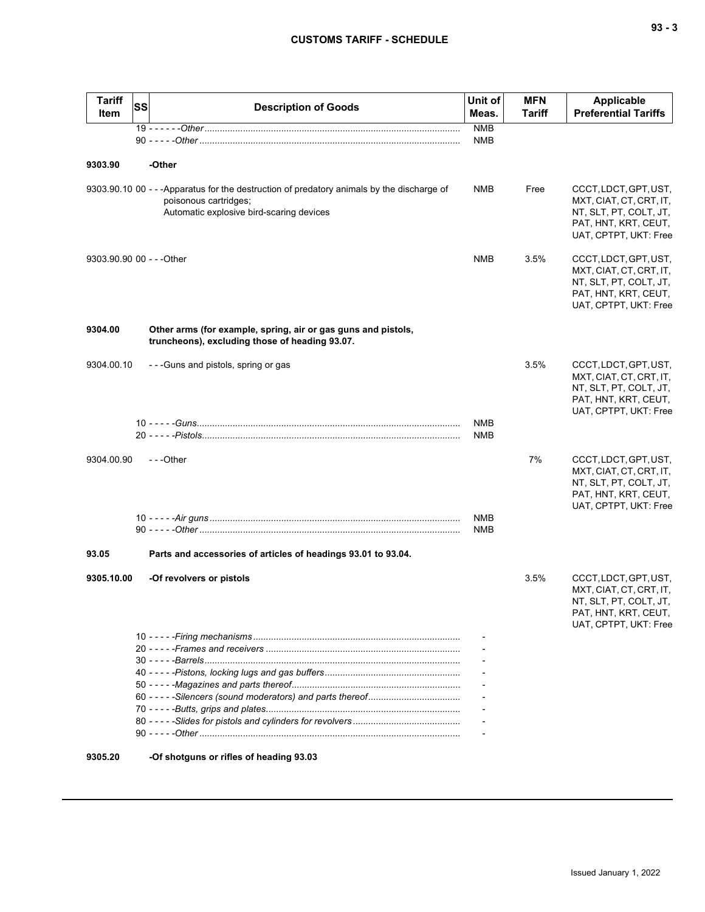| Tariff Item | SS | Description of Goods | Unit of Meas. | MFN Tariff | Applicable Preferential Tariffs |
|---|---|---|---|---|---|
| | 19 | - - - - - -*Other* | NMB | | |
| | 90 | - - - - -*Other* | NMB | | |
| **9303.90** | | **-Other** | | | |
| 9303.90.10 | 00 | - - -Apparatus for the destruction of predatory animals by the discharge of poisonous cartridges;<br>Automatic explosive bird-scaring devices | NMB | Free | CCCT, LDCT, GPT, UST, MXT, CIAT, CT, CRT, IT, NT, SLT, PT, COLT, JT, PAT, HNT, KRT, CEUT, UAT, CPTPT, UKT: Free |
| 9303.90.90 | 00 | - - -Other | NMB | 3.5% | CCCT, LDCT, GPT, UST, MXT, CIAT, CT, CRT, IT, NT, SLT, PT, COLT, JT, PAT, HNT, KRT, CEUT, UAT, CPTPT, UKT: Free |
| **9304.00** | | **Other arms (for example, spring, air or gas guns and pistols, truncheons), excluding those of heading 93.07.** | | | |
| 9304.00.10 | | - - -Guns and pistols, spring or gas | | 3.5% | CCCT, LDCT, GPT, UST, MXT, CIAT, CT, CRT, IT, NT, SLT, PT, COLT, JT, PAT, HNT, KRT, CEUT, UAT, CPTPT, UKT: Free |
| | 10 | - - - - -*Guns* | NMB | | |
| | 20 | - - - - -*Pistols* | NMB | | |
| 9304.00.90 | | - - -Other | | 7% | CCCT, LDCT, GPT, UST, MXT, CIAT, CT, CRT, IT, NT, SLT, PT, COLT, JT, PAT, HNT, KRT, CEUT, UAT, CPTPT, UKT: Free |
| | 10 | - - - - -*Air guns* | NMB | | |
| | 90 | - - - - -*Other* | NMB | | |
| **93.05** | | **Parts and accessories of articles of headings 93.01 to 93.04.** | | | |
| **9305.10.00** | | **-Of revolvers or pistols** | | 3.5% | CCCT, LDCT, GPT, UST, MXT, CIAT, CT, CRT, IT, NT, SLT, PT, COLT, JT, PAT, HNT, KRT, CEUT, UAT, CPTPT, UKT: Free |
| | 10 | - - - - -*Firing mechanisms* | - | | |
| | 20 | - - - - -*Frames and receivers* | - | | |
| | 30 | - - - - -*Barrels* | - | | |
| | 40 | - - - - -*Pistons, locking lugs and gas buffers* | - | | |
| | 50 | - - - - -*Magazines and parts thereof* | - | | |
| | 60 | - - - - -*Silencers (sound moderators) and parts thereof* | - | | |
| | 70 | - - - - -*Butts, grips and plates* | - | | |
| | 80 | - - - - -*Slides for pistols and cylinders for revolvers* | - | | |
| | 90 | - - - - -*Other* | - | | |
| **9305.20** | | **-Of shotguns or rifles of heading 93.03** | | | |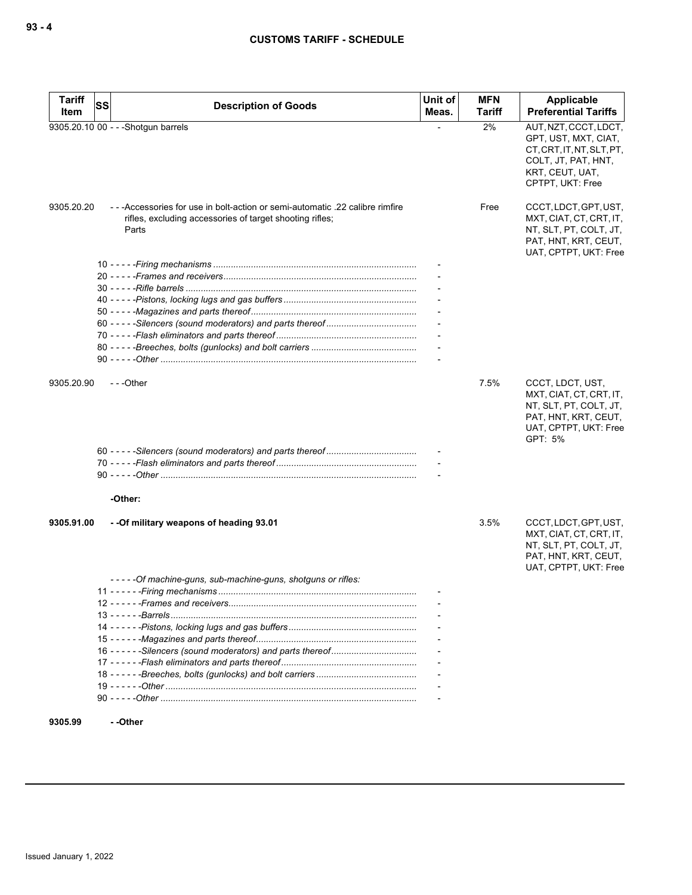| Tariff Item | SS | Description of Goods | Unit of Meas. | MFN Tariff | Applicable Preferential Tariffs |
|---|---|---|---|---|---|
| 9305.20.10 | 00 | - - -Shotgun barrels | - | 2% | AUT, NZT, CCCT, LDCT, GPT, UST, MXT, CIAT, CT, CRT, IT, NT, SLT, PT, COLT, JT, PAT, HNT, KRT, CEUT, UAT, CPTPT, UKT: Free |
| 9305.20.20 | | - - -Accessories for use in bolt-action or semi-automatic .22 calibre rimfire rifles, excluding accessories of target shooting rifles; Parts | | Free | CCCT, LDCT, GPT, UST, MXT, CIAT, CT, CRT, IT, NT, SLT, PT, COLT, JT, PAT, HNT, KRT, CEUT, UAT, CPTPT, UKT: Free |
| | 10 | - - - - -*Firing mechanisms* | - | | |
| | 20 | - - - - -*Frames and receivers* | - | | |
| | 30 | - - - - -*Rifle barrels* | - | | |
| | 40 | - - - - -*Pistons, locking lugs and gas buffers* | - | | |
| | 50 | - - - - -*Magazines and parts thereof* | - | | |
| | 60 | - - - - -*Silencers (sound moderators) and parts thereof* | - | | |
| | 70 | - - - - -*Flash eliminators and parts thereof* | - | | |
| | 80 | - - - - -*Breeches, bolts (gunlocks) and bolt carriers* | - | | |
| | 90 | - - - - -*Other* | - | | |
| 9305.20.90 | | - - -Other | | 7.5% | CCCT, LDCT, UST, MXT, CIAT, CT, CRT, IT, NT, SLT, PT, COLT, JT, PAT, HNT, KRT, CEUT, UAT, CPTPT, UKT: Free<br>GPT: 5% |
| | 60 | - - - - -*Silencers (sound moderators) and parts thereof* | - | | |
| | 70 | - - - - -*Flash eliminators and parts thereof* | - | | |
| | 90 | - - - - -*Other* | - | | |
| | | **-Other:** | | | |
| **9305.91.00** | | **- -Of military weapons of heading 93.01** | | 3.5% | CCCT, LDCT, GPT, UST, MXT, CIAT, CT, CRT, IT, NT, SLT, PT, COLT, JT, PAT, HNT, KRT, CEUT, UAT, CPTPT, UKT: Free |
| | | - - - - -*Of machine-guns, sub-machine-guns, shotguns or rifles:* | | | |
| | 11 | - - - - - -*Firing mechanisms* | - | | |
| | 12 | - - - - - -*Frames and receivers* | - | | |
| | 13 | - - - - - -*Barrels* | - | | |
| | 14 | - - - - - -*Pistons, locking lugs and gas buffers* | - | | |
| | 15 | - - - - - -*Magazines and parts thereof* | - | | |
| | 16 | - - - - - -*Silencers (sound moderators) and parts thereof* | - | | |
| | 17 | - - - - - -*Flash eliminators and parts thereof* | - | | |
| | 18 | - - - - - -*Breeches, bolts (gunlocks) and bolt carriers* | - | | |
| | 19 | - - - - - -*Other* | - | | |
| | 90 | - - - - -*Other* | - | | |
| **9305.99** | | **- -Other** | | | |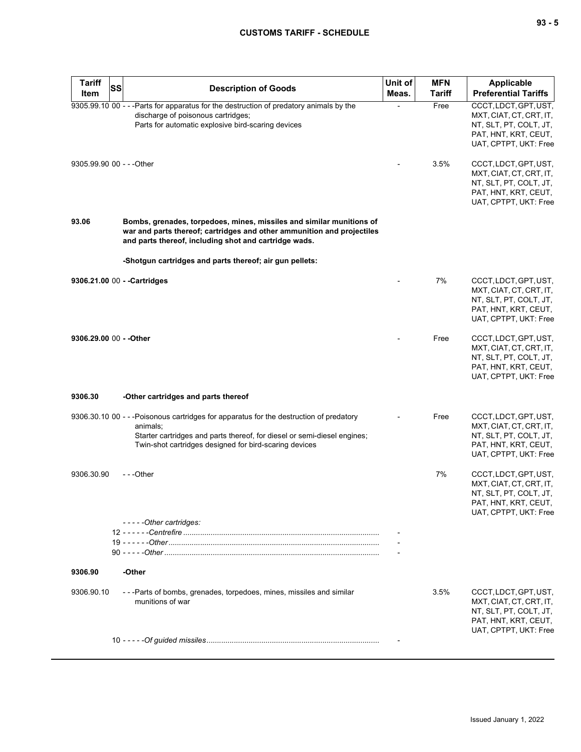| Tariff Item | SS | Description of Goods | Unit of Meas. | MFN Tariff | Applicable Preferential Tariffs |
|---|---|---|---|---|---|
| 9305.99.10 | 00 | - - -Parts for apparatus for the destruction of predatory animals by the discharge of poisonous cartridges;<br>Parts for automatic explosive bird-scaring devices | - | Free | CCCT, LDCT, GPT, UST, MXT, CIAT, CT, CRT, IT, NT, SLT, PT, COLT, JT, PAT, HNT, KRT, CEUT, UAT, CPTPT, UKT: Free |
| 9305.99.90 | 00 | - - -Other | - | 3.5% | CCCT, LDCT, GPT, UST, MXT, CIAT, CT, CRT, IT, NT, SLT, PT, COLT, JT, PAT, HNT, KRT, CEUT, UAT, CPTPT, UKT: Free |
| **93.06** | | **Bombs, grenades, torpedoes, mines, missiles and similar munitions of war and parts thereof; cartridges and other ammunition and projectiles and parts thereof, including shot and cartridge wads.** | | | |
| | | **-Shotgun cartridges and parts thereof; air gun pellets:** | | | |
| **9306.21.00** | 00 | **- -Cartridges** | - | 7% | CCCT, LDCT, GPT, UST, MXT, CIAT, CT, CRT, IT, NT, SLT, PT, COLT, JT, PAT, HNT, KRT, CEUT, UAT, CPTPT, UKT: Free |
| **9306.29.00** | 00 | **- -Other** | - | Free | CCCT, LDCT, GPT, UST, MXT, CIAT, CT, CRT, IT, NT, SLT, PT, COLT, JT, PAT, HNT, KRT, CEUT, UAT, CPTPT, UKT: Free |
| **9306.30** | | **-Other cartridges and parts thereof** | | | |
| 9306.30.10 | 00 | - - -Poisonous cartridges for apparatus for the destruction of predatory animals;<br>Starter cartridges and parts thereof, for diesel or semi-diesel engines;<br>Twin-shot cartridges designed for bird-scaring devices | - | Free | CCCT, LDCT, GPT, UST, MXT, CIAT, CT, CRT, IT, NT, SLT, PT, COLT, JT, PAT, HNT, KRT, CEUT, UAT, CPTPT, UKT: Free |
| 9306.30.90 | | - - -Other | | 7% | CCCT, LDCT, GPT, UST, MXT, CIAT, CT, CRT, IT, NT, SLT, PT, COLT, JT, PAT, HNT, KRT, CEUT, UAT, CPTPT, UKT: Free |
| | | - - - - -*Other cartridges:* | | | |
| | 12 | - - - - - -*Centrefire* | - | | |
| | 19 | - - - - - -*Other* | - | | |
| | 90 | - - - - -*Other* | - | | |
| **9306.90** | | **-Other** | | | |
| 9306.90.10 | | - - -Parts of bombs, grenades, torpedoes, mines, missiles and similar munitions of war | | 3.5% | CCCT, LDCT, GPT, UST, MXT, CIAT, CT, CRT, IT, NT, SLT, PT, COLT, JT, PAT, HNT, KRT, CEUT, UAT, CPTPT, UKT: Free |
| | 10 | - - - - -*Of guided missiles* | - | | |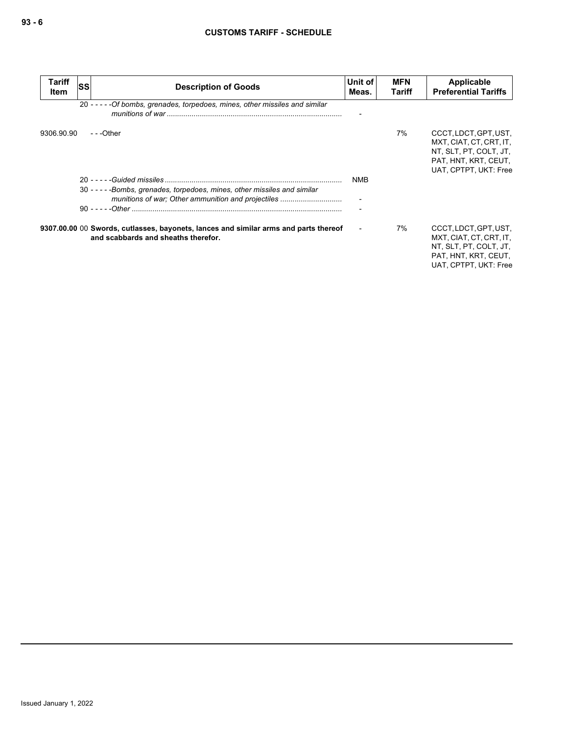| Tariff Item | SS | Description of Goods | Unit of Meas. | MFN Tariff | Applicable Preferential Tariffs |
|---|---|---|---|---|---|
| | 20 | - - - - -*Of bombs, grenades, torpedoes, mines, other missiles and similar munitions of war* | - | | |
| 9306.90.90 | | - - -Other | | 7% | CCCT, LDCT, GPT, UST, MXT, CIAT, CT, CRT, IT, NT, SLT, PT, COLT, JT, PAT, HNT, KRT, CEUT, UAT, CPTPT, UKT: Free |
| | 20 | - - - - -*Guided missiles* | NMB | | |
| | 30 | - - - - -*Bombs, grenades, torpedoes, mines, other missiles and similar munitions of war; Other ammunition and projectiles* | - | | |
| | 90 | - - - - -*Other* | - | | |
| **9307.00.00** | 00 | **Swords, cutlasses, bayonets, lances and similar arms and parts thereof and scabbards and sheaths therefor.** | - | 7% | CCCT, LDCT, GPT, UST, MXT, CIAT, CT, CRT, IT, NT, SLT, PT, COLT, JT, PAT, HNT, KRT, CEUT, UAT, CPTPT, UKT: Free |